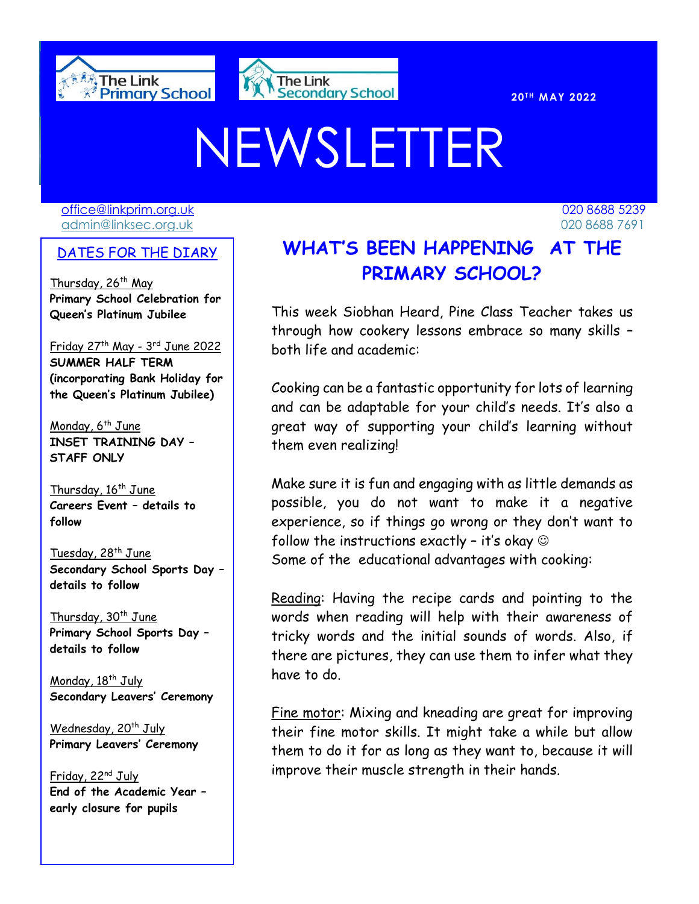The Link Primary School

The Link Secondary School

20TH MAY 2022

# NEWSLETTER

office@linkprim.org.uk 020 8688 5239
admin@linksec.org.uk 020 8688 7691

## DATES FOR THE DIARY

Thursday, 26th May
**Primary School Celebration for Queen's Platinum Jubilee**

Friday 27th May - 3rd June 2022
**SUMMER HALF TERM (incorporating Bank Holiday for the Queen's Platinum Jubilee)**

Monday, 6th June
**INSET TRAINING DAY – STAFF ONLY**

Thursday, 16th June
**Careers Event – details to follow**

Tuesday, 28th June
**Secondary School Sports Day – details to follow**

Thursday, 30th June
**Primary School Sports Day – details to follow**

Monday, 18th July
**Secondary Leavers' Ceremony**

Wednesday, 20th July
**Primary Leavers' Ceremony**

Friday, 22nd July
**End of the Academic Year – early closure for pupils**

## WHAT'S BEEN HAPPENING AT THE PRIMARY SCHOOL?

This week Siobhan Heard, Pine Class Teacher takes us through how cookery lessons embrace so many skills – both life and academic:

Cooking can be a fantastic opportunity for lots of learning and can be adaptable for your child's needs. It's also a great way of supporting your child's learning without them even realizing!

Make sure it is fun and engaging with as little demands as possible, you do not want to make it a negative experience, so if things go wrong or they don't want to follow the instructions exactly – it's okay ☺
Some of the educational advantages with cooking:

Reading: Having the recipe cards and pointing to the words when reading will help with their awareness of tricky words and the initial sounds of words. Also, if there are pictures, they can use them to infer what they have to do.

Fine motor: Mixing and kneading are great for improving their fine motor skills. It might take a while but allow them to do it for as long as they want to, because it will improve their muscle strength in their hands.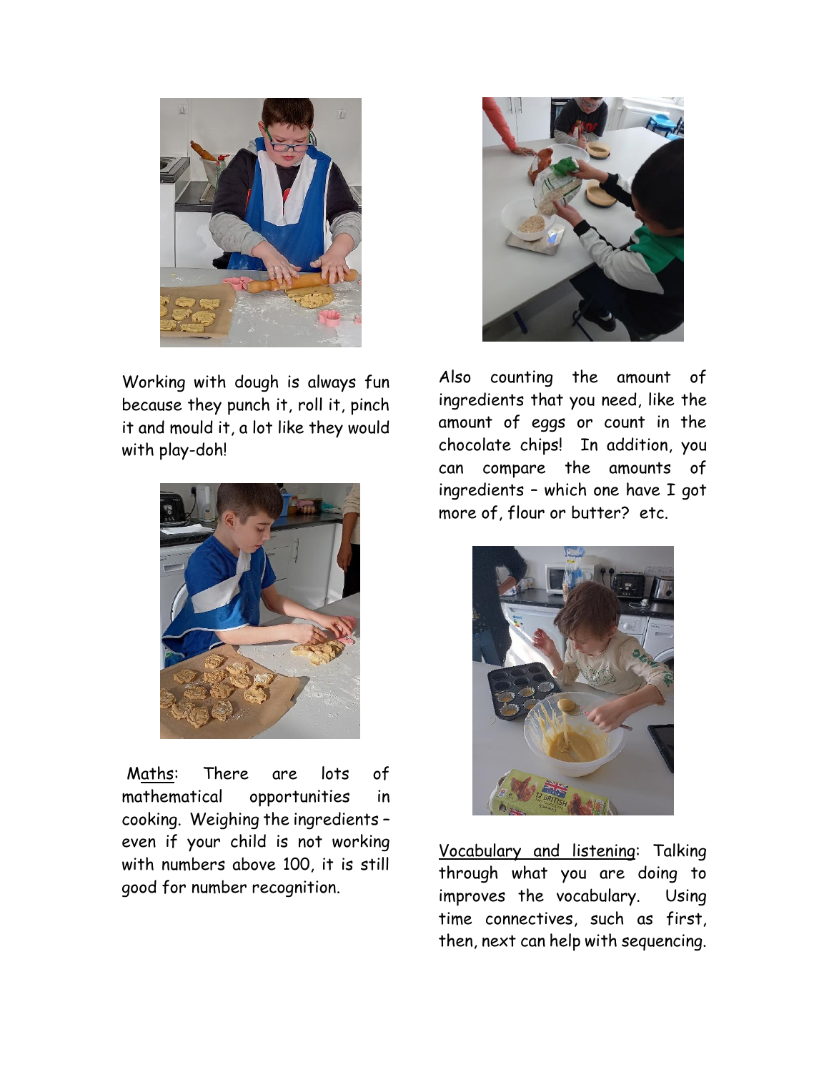Working with dough is always fun because they punch it, roll it, pinch it and mould it, a lot like they would with play-doh!

Maths: There are lots of mathematical opportunities in cooking. Weighing the ingredients – even if your child is not working with numbers above 100, it is still good for number recognition.

Also counting the amount of ingredients that you need, like the amount of eggs or count in the chocolate chips! In addition, you can compare the amounts of ingredients – which one have I got more of, flour or butter? etc.

Vocabulary and listening: Talking through what you are doing to improves the vocabulary. Using time connectives, such as first, then, next can help with sequencing.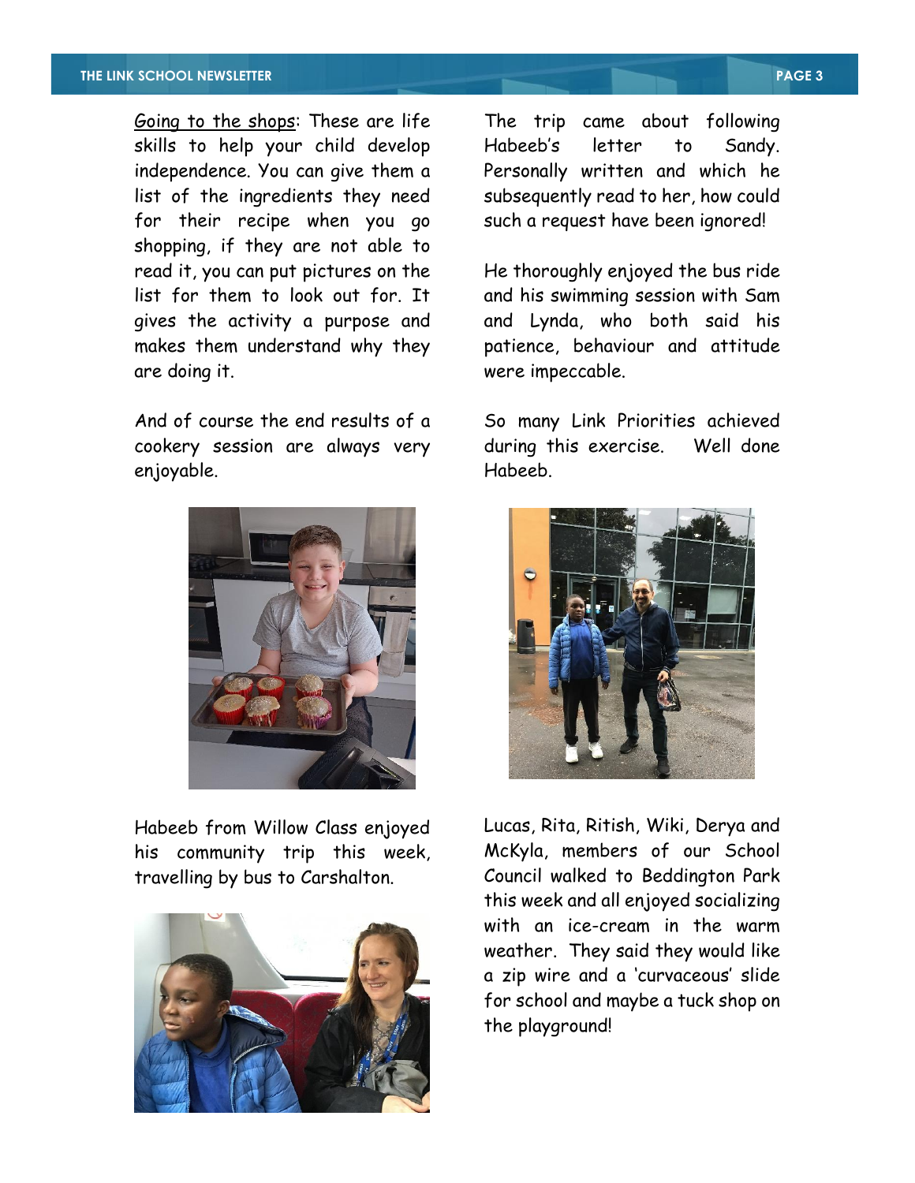<u>Going to the shops</u>: These are life skills to help your child develop independence. You can give them a list of the ingredients they need for their recipe when you go shopping, if they are not able to read it, you can put pictures on the list for them to look out for. It gives the activity a purpose and makes them understand why they are doing it.

And of course the end results of a cookery session are always very enjoyable.

Habeeb from Willow Class enjoyed his community trip this week, travelling by bus to Carshalton.

The trip came about following Habeeb's letter to Sandy. Personally written and which he subsequently read to her, how could such a request have been ignored!

He thoroughly enjoyed the bus ride and his swimming session with Sam and Lynda, who both said his patience, behaviour and attitude were impeccable.

So many Link Priorities achieved during this exercise. Well done Habeeb.

Lucas, Rita, Ritish, Wiki, Derya and McKyla, members of our School Council walked to Beddington Park this week and all enjoyed socializing with an ice-cream in the warm weather. They said they would like a zip wire and a 'curvaceous' slide for school and maybe a tuck shop on the playground!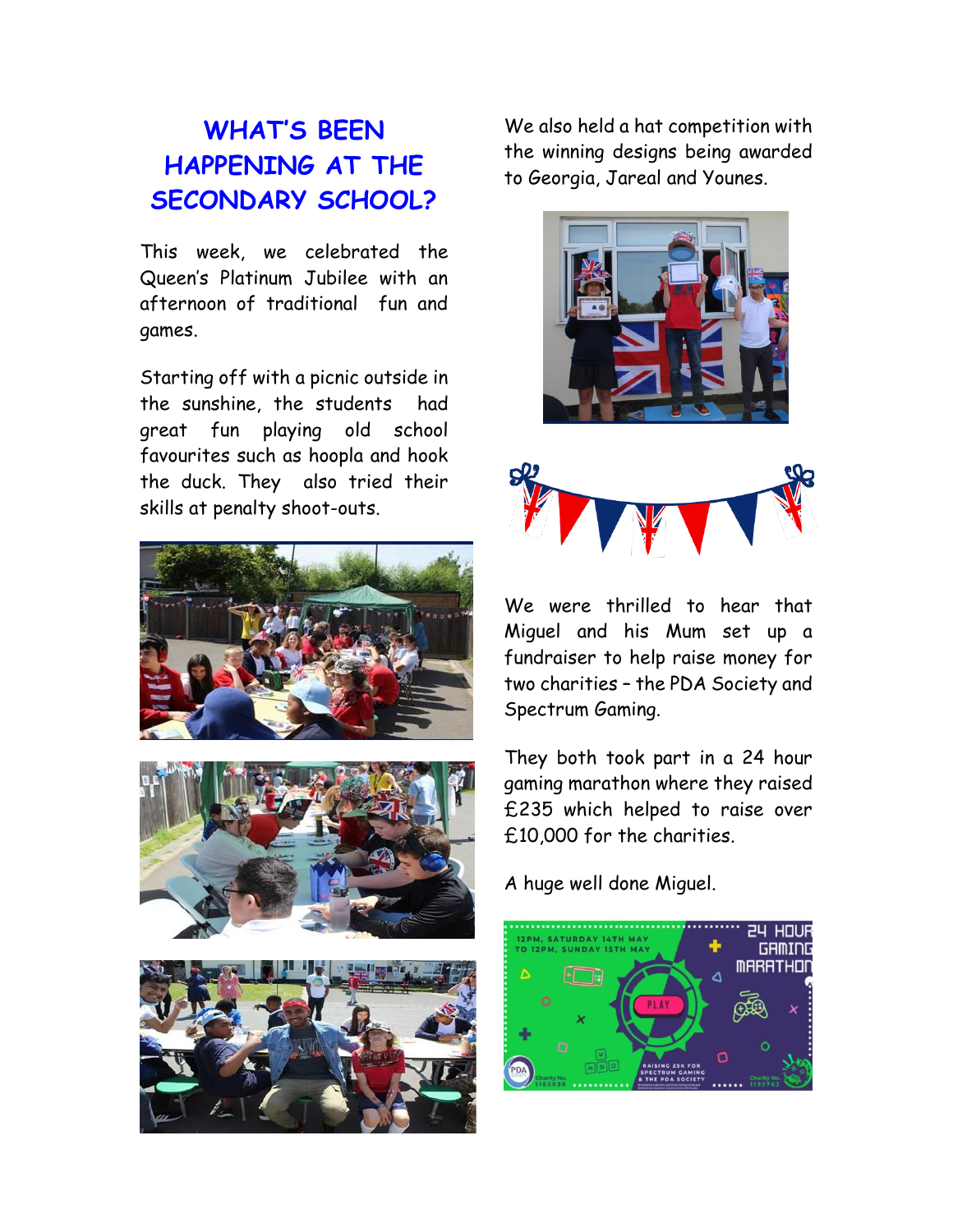## WHAT'S BEEN HAPPENING AT THE SECONDARY SCHOOL?

This week, we celebrated the Queen's Platinum Jubilee with an afternoon of traditional fun and games.

Starting off with a picnic outside in the sunshine, the students had great fun playing old school favourites such as hoopla and hook the duck. They also tried their skills at penalty shoot-outs.

We also held a hat competition with the winning designs being awarded to Georgia, Jareal and Younes.

We were thrilled to hear that Miguel and his Mum set up a fundraiser to help raise money for two charities – the PDA Society and Spectrum Gaming.

They both took part in a 24 hour gaming marathon where they raised £235 which helped to raise over £10,000 for the charities.

A huge well done Miguel.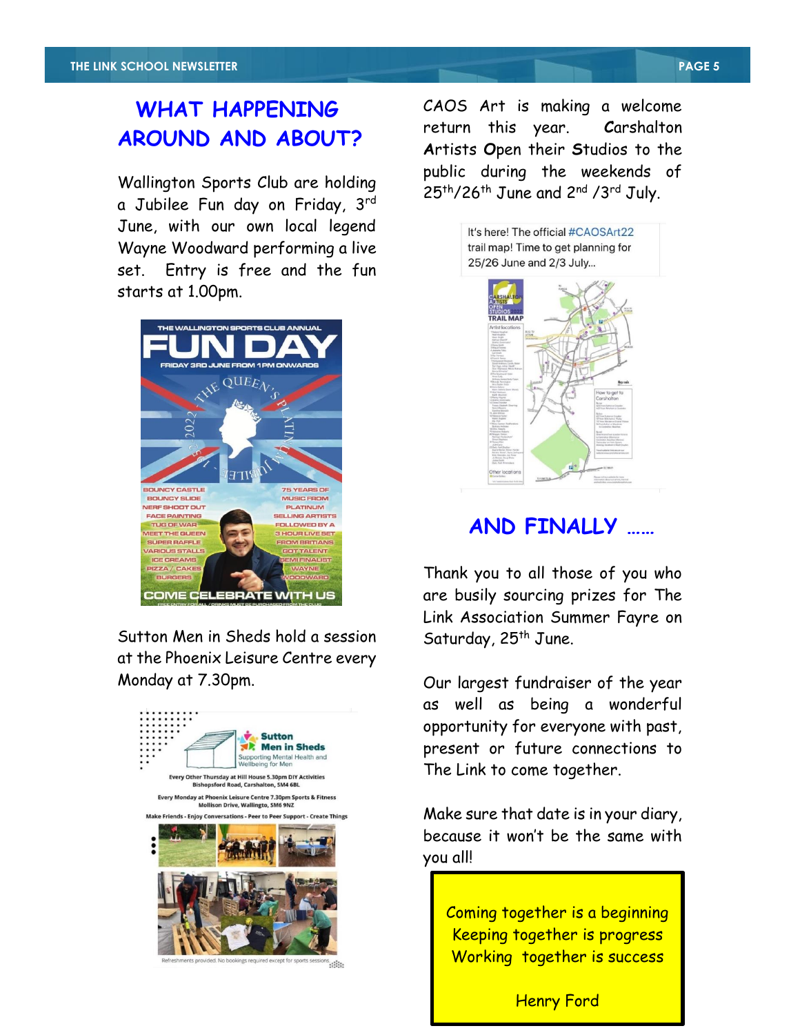## WHAT HAPPENING AROUND AND ABOUT?

Wallington Sports Club are holding a Jubilee Fun day on Friday, 3rd June, with our own local legend Wayne Woodward performing a live set. Entry is free and the fun starts at 1.00pm.

THE WALLINGTON SPORTS CLUB ANNUAL
FUN DAY
FRIDAY 3RD JUNE FROM 1PM ONWARDS
THE QUEEN'S PLATINUM JUBILEE 1952 - 2022

BOUNCY CASTLE
BOUNCY SLIDE
NERF SHOOT OUT
FACE PAINTING
TUG OF WAR
MEET THE QUEEN
SUPER RAFFLE
VARIOUS STALLS
ICE CREAMS
PIZZA / CAKES
BURGERS

75 YEARS OF MUSIC FROM PLATINUM SELLING ARTISTS FOLLOWED BY A 3 HOUR LIVE SET FROM BRITIANS GOT TALENT SEMI FINALIST WAYNE WOODWARD

COME CELEBRATE WITH US

FREE ENTRY FOR ALL / DRINKS MUST BE PURCHASED FROM THE CLUB

Sutton Men in Sheds hold a session at the Phoenix Leisure Centre every Monday at 7.30pm.

Sutton Men in Sheds
Supporting Mental Health and Wellbeing for Men

Every Other Thursday at Hill House 5.30pm DIY Activities
Bishopsford Road, Carshalton, SM4 6BL

Every Monday at Phoenix Leisure Centre 7.30pm Sports & Fitness
Mollison Drive, Wallingto, SM6 9NZ

Make Friends - Enjoy Conversations - Peer to Peer Support - Create Things

Refreshments provided. No bookings required except for sports sessions

CAOS Art is making a welcome return this year. Carshalton Artists Open their Studios to the public during the weekends of 25th/26th June and 2nd /3rd July.

It's here! The official #CAOSArt22 trail map! Time to get planning for 25/26 June and 2/3 July...

CARSHALTON ARTISTS OPEN STUDIOS 2022
TRAIL MAP

## AND FINALLY ……

Thank you to all those of you who are busily sourcing prizes for The Link Association Summer Fayre on Saturday, 25th June.

Our largest fundraiser of the year as well as being a wonderful opportunity for everyone with past, present or future connections to The Link to come together.

Make sure that date is in your diary, because it won't be the same with you all!

Coming together is a beginning
Keeping together is progress
Working together is success

Henry Ford